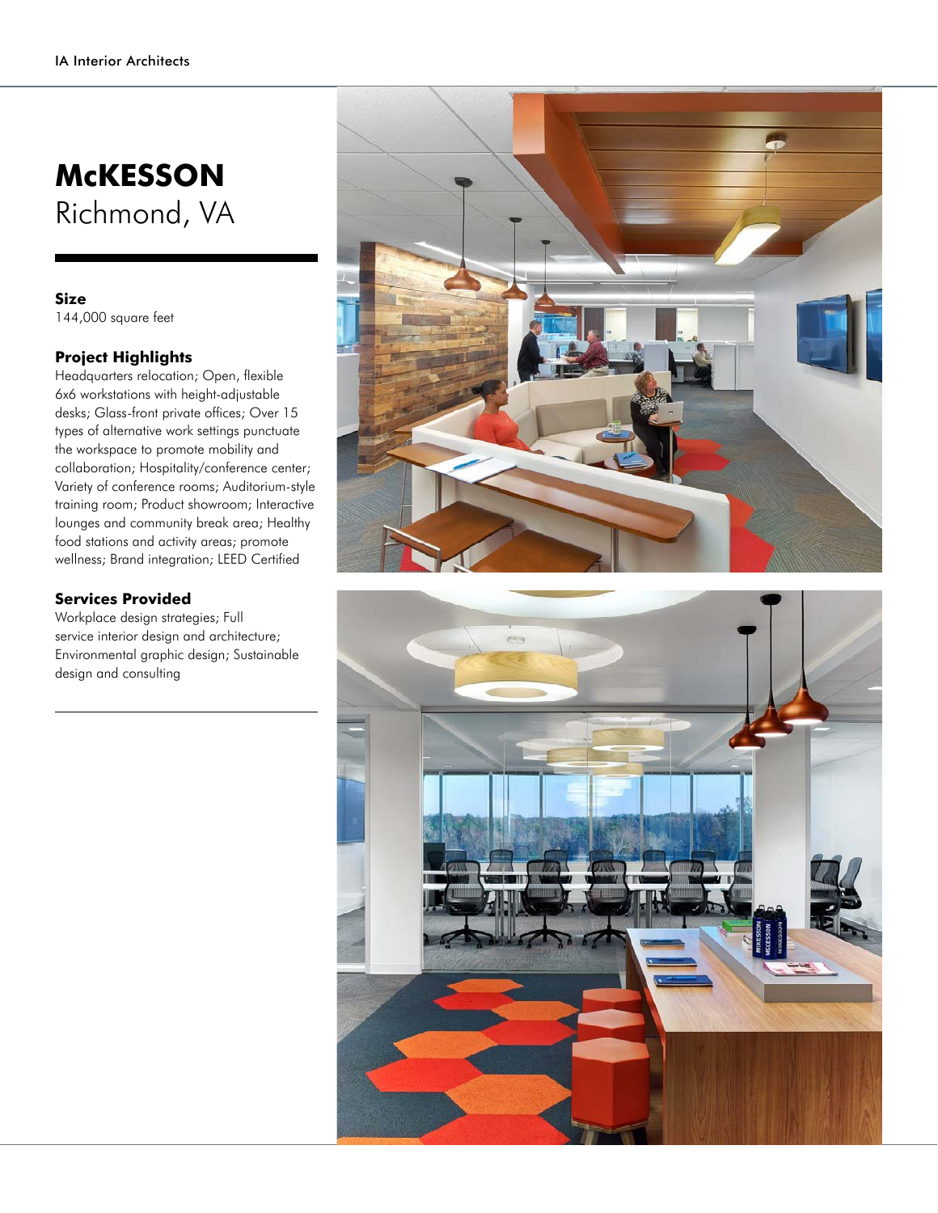# McKESSON
Richmond, VA

**Size**

144,000 square feet

**Project Highlights**

Headquarters relocation; Open, flexible 6x6 workstations with height-adjustable desks; Glass-front private offices; Over 15 types of alternative work settings punctuate the workspace to promote mobility and collaboration; Hospitality/conference center; Variety of conference rooms; Auditorium-style training room; Product showroom; Interactive lounges and community break area; Healthy food stations and activity areas; promote wellness; Brand integration; LEED Certified

**Services Provided**

Workplace design strategies; Full service interior design and architecture; Environmental graphic design; Sustainable design and consulting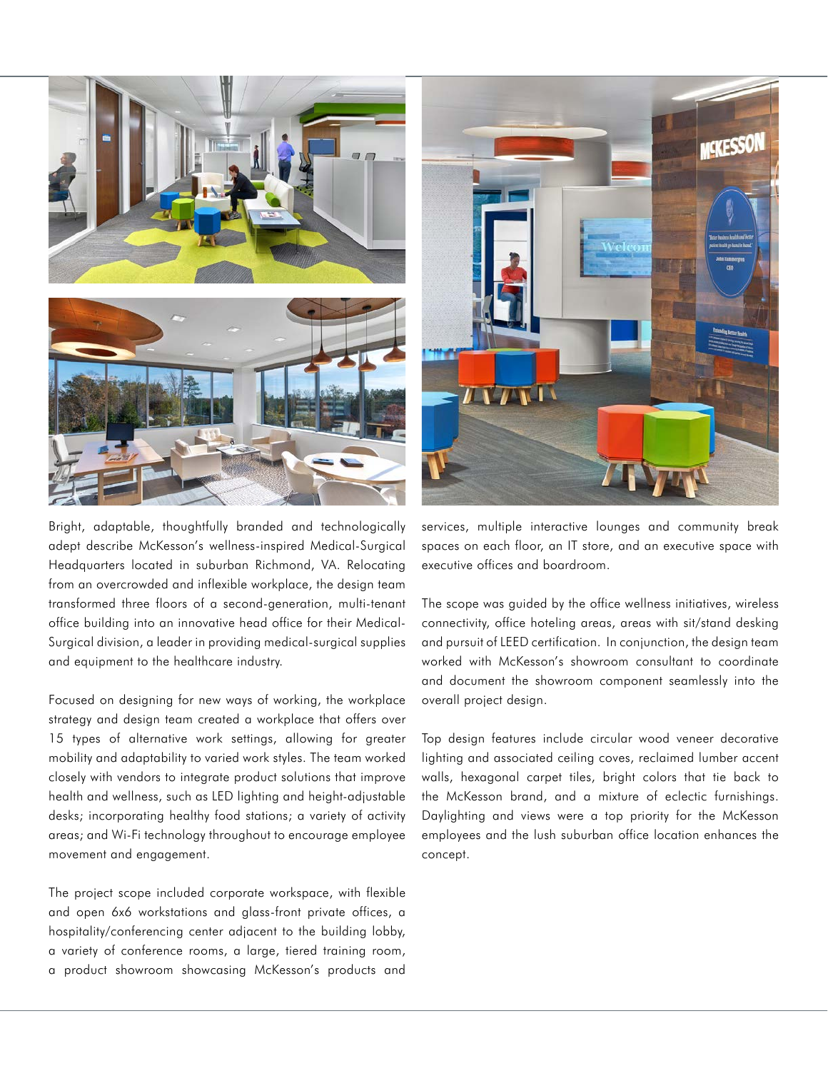Bright, adaptable, thoughtfully branded and technologically adept describe McKesson's wellness-inspired Medical-Surgical Headquarters located in suburban Richmond, VA. Relocating from an overcrowded and inflexible workplace, the design team transformed three floors of a second-generation, multi-tenant office building into an innovative head office for their Medical-Surgical division, a leader in providing medical-surgical supplies and equipment to the healthcare industry.

Focused on designing for new ways of working, the workplace strategy and design team created a workplace that offers over 15 types of alternative work settings, allowing for greater mobility and adaptability to varied work styles. The team worked closely with vendors to integrate product solutions that improve health and wellness, such as LED lighting and height-adjustable desks; incorporating healthy food stations; a variety of activity areas; and Wi-Fi technology throughout to encourage employee movement and engagement.

The project scope included corporate workspace, with flexible and open 6x6 workstations and glass-front private offices, a hospitality/conferencing center adjacent to the building lobby, a variety of conference rooms, a large, tiered training room, a product showroom showcasing McKesson's products and services, multiple interactive lounges and community break spaces on each floor, an IT store, and an executive space with executive offices and boardroom.

The scope was guided by the office wellness initiatives, wireless connectivity, office hoteling areas, areas with sit/stand desking and pursuit of LEED certification. In conjunction, the design team worked with McKesson's showroom consultant to coordinate and document the showroom component seamlessly into the overall project design.

Top design features include circular wood veneer decorative lighting and associated ceiling coves, reclaimed lumber accent walls, hexagonal carpet tiles, bright colors that tie back to the McKesson brand, and a mixture of eclectic furnishings. Daylighting and views were a top priority for the McKesson employees and the lush suburban office location enhances the concept.